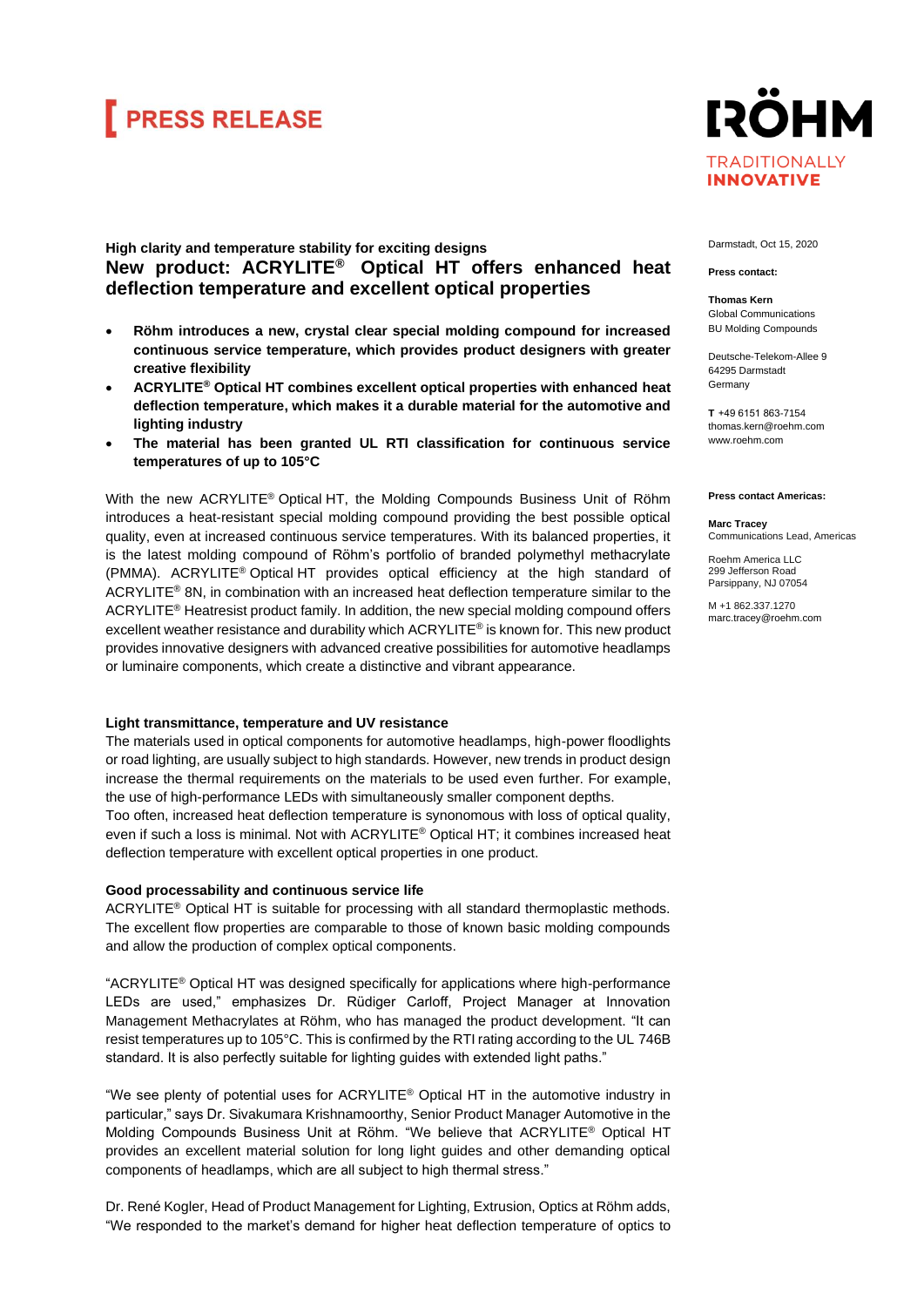# PRESS RELEASE

**RÖHM**
TRADITIONALLY
**INNOVATIVE**

Darmstadt, Oct 15, 2020

**Press contact:**

**Thomas Kern**
Global Communications
BU Molding Compounds

Deutsche-Telekom-Allee 9
64295 Darmstadt
Germany

**T** +49 6151 863-7154
thomas.kern@roehm.com
www.roehm.com

**Press contact Americas:**

**Marc Tracey**
Communications Lead, Americas

Roehm America LLC
299 Jefferson Road
Parsippany, NJ 07054

M +1 862.337.1270
marc.tracey@roehm.com

**High clarity and temperature stability for exciting designs**

## New product: ACRYLITE® Optical HT offers enhanced heat deflection temperature and excellent optical properties

- **Röhm introduces a new, crystal clear special molding compound for increased continuous service temperature, which provides product designers with greater creative flexibility**
- **ACRYLITE® Optical HT combines excellent optical properties with enhanced heat deflection temperature, which makes it a durable material for the automotive and lighting industry**
- **The material has been granted UL RTI classification for continuous service temperatures of up to 105°C**

With the new ACRYLITE® Optical HT, the Molding Compounds Business Unit of Röhm introduces a heat-resistant special molding compound providing the best possible optical quality, even at increased continuous service temperatures. With its balanced properties, it is the latest molding compound of Röhm's portfolio of branded polymethyl methacrylate (PMMA). ACRYLITE® Optical HT provides optical efficiency at the high standard of ACRYLITE® 8N, in combination with an increased heat deflection temperature similar to the ACRYLITE® Heatresist product family. In addition, the new special molding compound offers excellent weather resistance and durability which ACRYLITE® is known for. This new product provides innovative designers with advanced creative possibilities for automotive headlamps or luminaire components, which create a distinctive and vibrant appearance.

### Light transmittance, temperature and UV resistance

The materials used in optical components for automotive headlamps, high-power floodlights or road lighting, are usually subject to high standards. However, new trends in product design increase the thermal requirements on the materials to be used even further. For example, the use of high-performance LEDs with simultaneously smaller component depths.
Too often, increased heat deflection temperature is synonomous with loss of optical quality, even if such a loss is minimal. Not with ACRYLITE® Optical HT; it combines increased heat deflection temperature with excellent optical properties in one product.

### Good processability and continuous service life

ACRYLITE® Optical HT is suitable for processing with all standard thermoplastic methods. The excellent flow properties are comparable to those of known basic molding compounds and allow the production of complex optical components.

"ACRYLITE® Optical HT was designed specifically for applications where high-performance LEDs are used," emphasizes Dr. Rüdiger Carloff, Project Manager at Innovation Management Methacrylates at Röhm, who has managed the product development. "It can resist temperatures up to 105°C. This is confirmed by the RTI rating according to the UL 746B standard. It is also perfectly suitable for lighting guides with extended light paths."

"We see plenty of potential uses for ACRYLITE® Optical HT in the automotive industry in particular," says Dr. Sivakumara Krishnamoorthy, Senior Product Manager Automotive in the Molding Compounds Business Unit at Röhm. "We believe that ACRYLITE® Optical HT provides an excellent material solution for long light guides and other demanding optical components of headlamps, which are all subject to high thermal stress."

Dr. René Kogler, Head of Product Management for Lighting, Extrusion, Optics at Röhm adds, "We responded to the market's demand for higher heat deflection temperature of optics to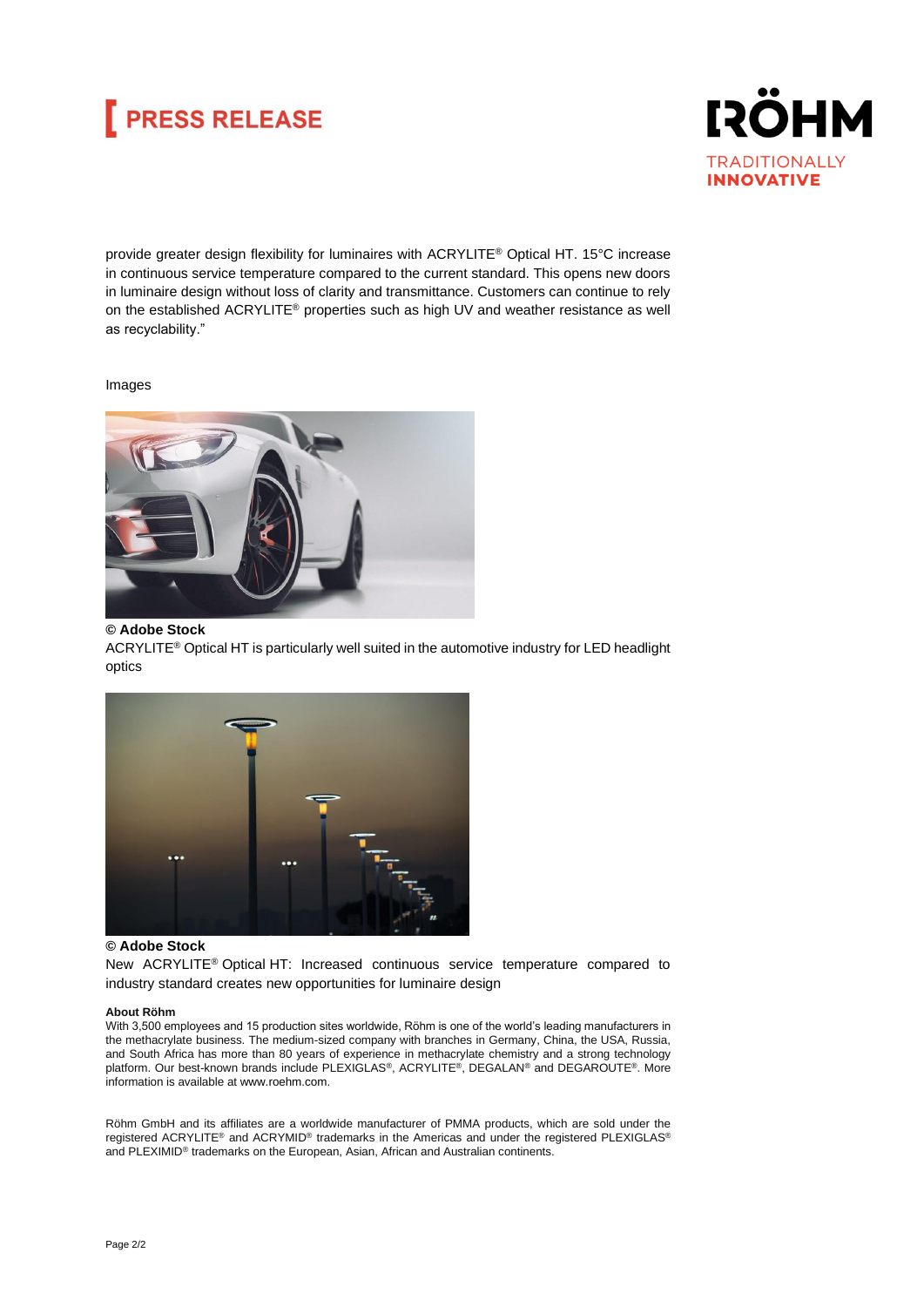provide greater design flexibility for luminaires with ACRYLITE® Optical HT. 15°C increase in continuous service temperature compared to the current standard. This opens new doors in luminaire design without loss of clarity and transmittance. Customers can continue to rely on the established ACRYLITE® properties such as high UV and weather resistance as well as recyclability."

Images

**© Adobe Stock**
ACRYLITE® Optical HT is particularly well suited in the automotive industry for LED headlight optics

**© Adobe Stock**
New ACRYLITE® Optical HT: Increased continuous service temperature compared to industry standard creates new opportunities for luminaire design

**About Röhm**
With 3,500 employees and 15 production sites worldwide, Röhm is one of the world's leading manufacturers in the methacrylate business. The medium-sized company with branches in Germany, China, the USA, Russia, and South Africa has more than 80 years of experience in methacrylate chemistry and a strong technology platform. Our best-known brands include PLEXIGLAS®, ACRYLITE®, DEGALAN® and DEGAROUTE®. More information is available at www.roehm.com.

Röhm GmbH and its affiliates are a worldwide manufacturer of PMMA products, which are sold under the registered ACRYLITE® and ACRYMID® trademarks in the Americas and under the registered PLEXIGLAS® and PLEXIMID® trademarks on the European, Asian, African and Australian continents.